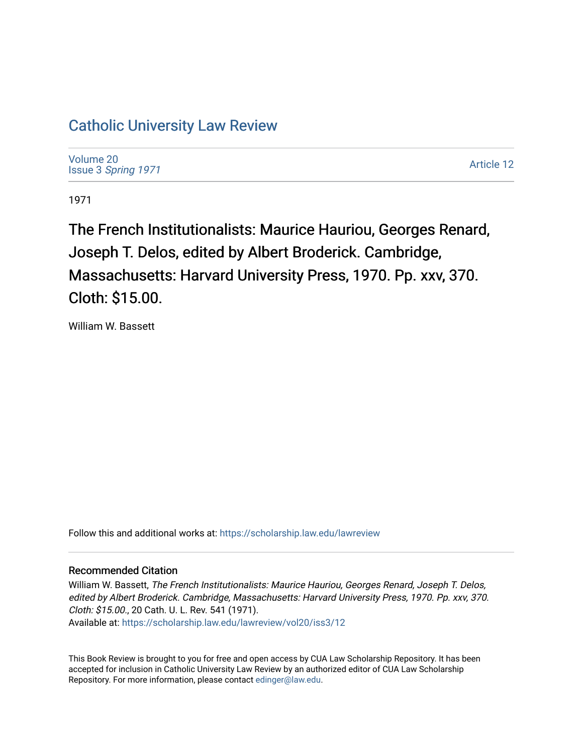# Catholic University Law Review

Volume 20
Issue 3 *Spring 1971*

Article 12

1971

## The French Institutionalists: Maurice Hauriou, Georges Renard, Joseph T. Delos, edited by Albert Broderick. Cambridge, Massachusetts: Harvard University Press, 1970. Pp. xxv, 370. Cloth: $15.00.

William W. Bassett

Follow this and additional works at: https://scholarship.law.edu/lawreview

### Recommended Citation

William W. Bassett, *The French Institutionalists: Maurice Hauriou, Georges Renard, Joseph T. Delos, edited by Albert Broderick. Cambridge, Massachusetts: Harvard University Press, 1970. Pp. xxv, 370. Cloth: $15.00.*, 20 Cath. U. L. Rev. 541 (1971).
Available at: https://scholarship.law.edu/lawreview/vol20/iss3/12

This Book Review is brought to you for free and open access by CUA Law Scholarship Repository. It has been accepted for inclusion in Catholic University Law Review by an authorized editor of CUA Law Scholarship Repository. For more information, please contact edinger@law.edu.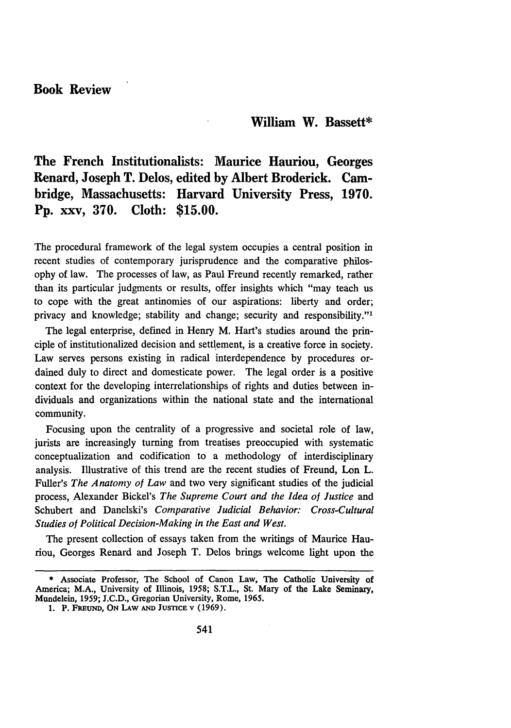# Book Review

**William W. Bassett***

## The French Institutionalists: Maurice Hauriou, Georges Renard, Joseph T. Delos, edited by Albert Broderick. Cambridge, Massachusetts: Harvard University Press, 1970. Pp. xxv, 370. Cloth: $15.00.

The procedural framework of the legal system occupies a central position in recent studies of contemporary jurisprudence and the comparative philosophy of law. The processes of law, as Paul Freund recently remarked, rather than its particular judgments or results, offer insights which "may teach us to cope with the great antinomies of our aspirations: liberty and order; privacy and knowledge; stability and change; security and responsibility."[1]

The legal enterprise, defined in Henry M. Hart's studies around the principle of institutionalized decision and settlement, is a creative force in society. Law serves persons existing in radical interdependence by procedures ordained duly to direct and domesticate power. The legal order is a positive context for the developing interrelationships of rights and duties between individuals and organizations within the national state and the international community.

Focusing upon the centrality of a progressive and societal role of law, jurists are increasingly turning from treatises preoccupied with systematic conceptualization and codification to a methodology of interdisciplinary analysis. Illustrative of this trend are the recent studies of Freund, Lon L. Fuller's *The Anatomy of Law* and two very significant studies of the judicial process, Alexander Bickel's *The Supreme Court and the Idea of Justice* and Schubert and Danelski's *Comparative Judicial Behavior: Cross-Cultural Studies of Political Decision-Making in the East and West.*

The present collection of essays taken from the writings of Maurice Hauriou, Georges Renard and Joseph T. Delos brings welcome light upon the

---

* Associate Professor, The School of Canon Law, The Catholic University of America; M.A., University of Illinois, 1958; S.T.L., St. Mary of the Lake Seminary, Mundelein, 1959; J.C.D., Gregorian University, Rome, 1965.

1. P. FREUND, ON LAW AND JUSTICE v (1969).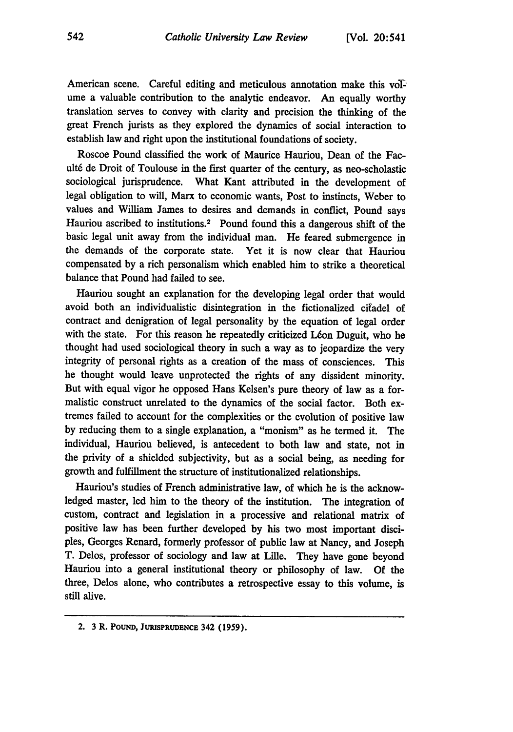American scene. Careful editing and meticulous annotation make this volume a valuable contribution to the analytic endeavor. An equally worthy translation serves to convey with clarity and precision the thinking of the great French jurists as they explored the dynamics of social interaction to establish law and right upon the institutional foundations of society.

Roscoe Pound classified the work of Maurice Hauriou, Dean of the Faculté de Droit of Toulouse in the first quarter of the century, as neo-scholastic sociological jurisprudence. What Kant attributed in the development of legal obligation to will, Marx to economic wants, Post to instincts, Weber to values and William James to desires and demands in conflict, Pound says Hauriou ascribed to institutions.[2] Pound found this a dangerous shift of the basic legal unit away from the individual man. He feared submergence in the demands of the corporate state. Yet it is now clear that Hauriou compensated by a rich personalism which enabled him to strike a theoretical balance that Pound had failed to see.

Hauriou sought an explanation for the developing legal order that would avoid both an individualistic disintegration in the fictionalized citadel of contract and denigration of legal personality by the equation of legal order with the state. For this reason he repeatedly criticized Léon Duguit, who he thought had used sociological theory in such a way as to jeopardize the very integrity of personal rights as a creation of the mass of consciences. This he thought would leave unprotected the rights of any dissident minority. But with equal vigor he opposed Hans Kelsen's pure theory of law as a formalistic construct unrelated to the dynamics of the social factor. Both extremes failed to account for the complexities or the evolution of positive law by reducing them to a single explanation, a "monism" as he termed it. The individual, Hauriou believed, is antecedent to both law and state, not in the privity of a shielded subjectivity, but as a social being, as needing for growth and fulfillment the structure of institutionalized relationships.

Hauriou's studies of French administrative law, of which he is the acknowledged master, led him to the theory of the institution. The integration of custom, contract and legislation in a processive and relational matrix of positive law has been further developed by his two most important disciples, Georges Renard, formerly professor of public law at Nancy, and Joseph T. Delos, professor of sociology and law at Lille. They have gone beyond Hauriou into a general institutional theory or philosophy of law. Of the three, Delos alone, who contributes a retrospective essay to this volume, is still alive.

---

2. 3 R. Pound, Jurisprudence 342 (1959).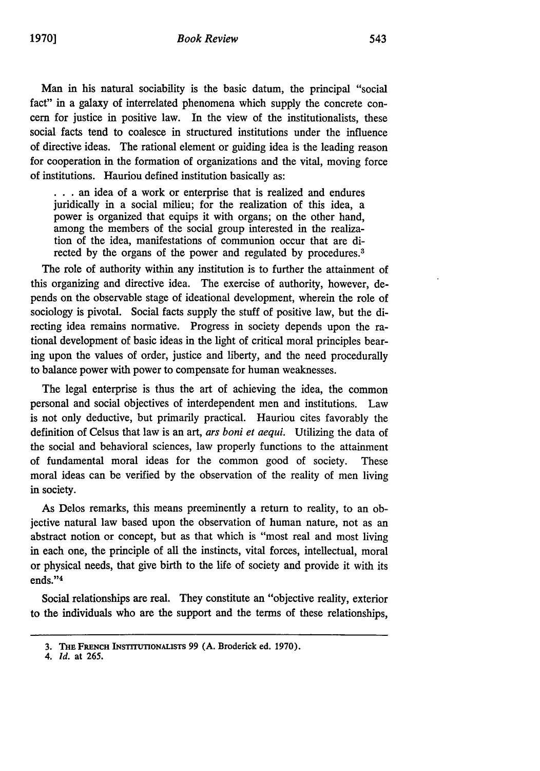Man in his natural sociability is the basic datum, the principal "social fact" in a galaxy of interrelated phenomena which supply the concrete concern for justice in positive law. In the view of the institutionalists, these social facts tend to coalesce in structured institutions under the influence of directive ideas. The rational element or guiding idea is the leading reason for cooperation in the formation of organizations and the vital, moving force of institutions. Hauriou defined institution basically as:

> . . . an idea of a work or enterprise that is realized and endures juridically in a social milieu; for the realization of this idea, a power is organized that equips it with organs; on the other hand, among the members of the social group interested in the realization of the idea, manifestations of communion occur that are directed by the organs of the power and regulated by procedures.[3]

The role of authority within any institution is to further the attainment of this organizing and directive idea. The exercise of authority, however, depends on the observable stage of ideational development, wherein the role of sociology is pivotal. Social facts supply the stuff of positive law, but the directing idea remains normative. Progress in society depends upon the rational development of basic ideas in the light of critical moral principles bearing upon the values of order, justice and liberty, and the need procedurally to balance power with power to compensate for human weaknesses.

The legal enterprise is thus the art of achieving the idea, the common personal and social objectives of interdependent men and institutions. Law is not only deductive, but primarily practical. Hauriou cites favorably the definition of Celsus that law is an art, *ars boni et aequi*. Utilizing the data of the social and behavioral sciences, law properly functions to the attainment of fundamental moral ideas for the common good of society. These moral ideas can be verified by the observation of the reality of men living in society.

As Delos remarks, this means preeminently a return to reality, to an objective natural law based upon the observation of human nature, not as an abstract notion or concept, but as that which is "most real and most living in each one, the principle of all the instincts, vital forces, intellectual, moral or physical needs, that give birth to the life of society and provide it with its ends."[4]

Social relationships are real. They constitute an "objective reality, exterior to the individuals who are the support and the terms of these relationships,

---

3. THE FRENCH INSTITUTIONALISTS 99 (A. Broderick ed. 1970).

4. *Id.* at 265.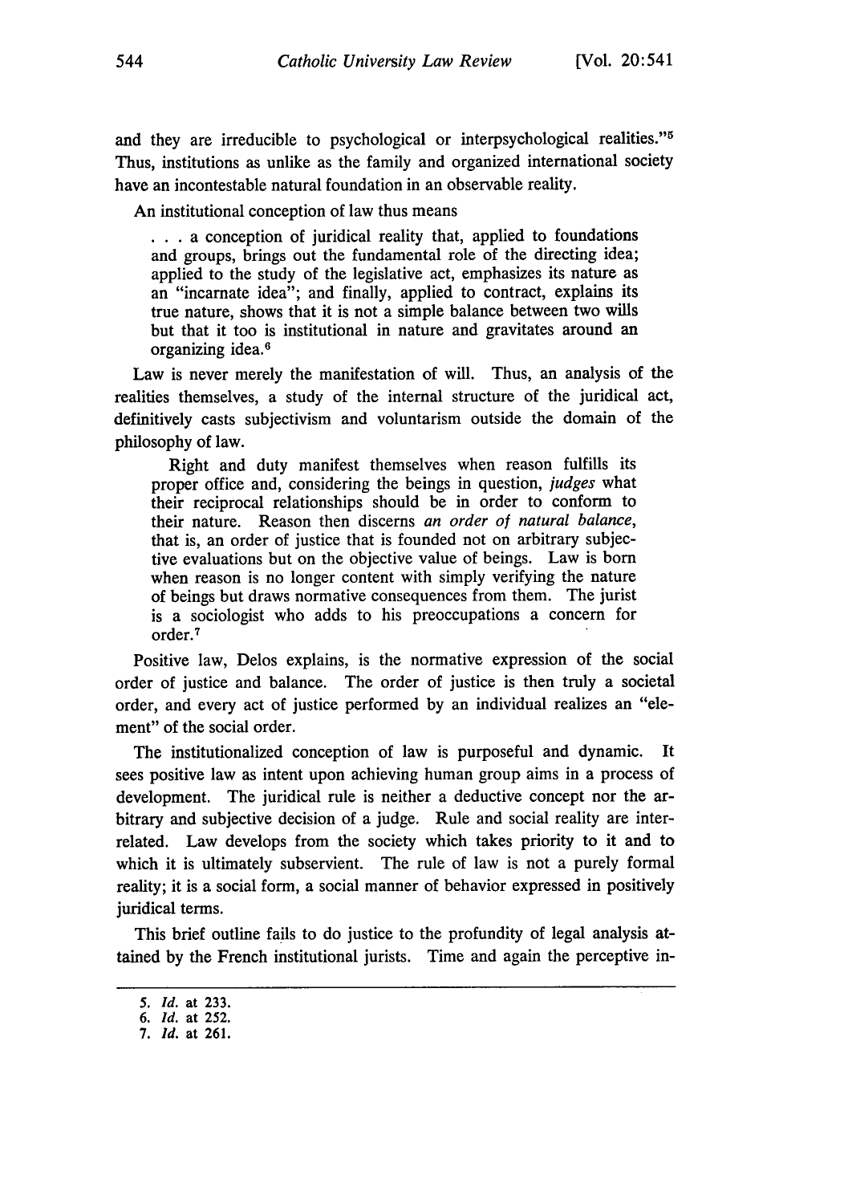and they are irreducible to psychological or interpsychological realities."[5] Thus, institutions as unlike as the family and organized international society have an incontestable natural foundation in an observable reality.

An institutional conception of law thus means

> . . . a conception of juridical reality that, applied to foundations and groups, brings out the fundamental role of the directing idea; applied to the study of the legislative act, emphasizes its nature as an "incarnate idea"; and finally, applied to contract, explains its true nature, shows that it is not a simple balance between two wills but that it too is institutional in nature and gravitates around an organizing idea.[6]

Law is never merely the manifestation of will. Thus, an analysis of the realities themselves, a study of the internal structure of the juridical act, definitively casts subjectivism and voluntarism outside the domain of the philosophy of law.

> Right and duty manifest themselves when reason fulfills its proper office and, considering the beings in question, *judges* what their reciprocal relationships should be in order to conform to their nature. Reason then discerns *an order of natural balance*, that is, an order of justice that is founded not on arbitrary subjective evaluations but on the objective value of beings. Law is born when reason is no longer content with simply verifying the nature of beings but draws normative consequences from them. The jurist is a sociologist who adds to his preoccupations a concern for order.[7]

Positive law, Delos explains, is the normative expression of the social order of justice and balance. The order of justice is then truly a societal order, and every act of justice performed by an individual realizes an "element" of the social order.

The institutionalized conception of law is purposeful and dynamic. It sees positive law as intent upon achieving human group aims in a process of development. The juridical rule is neither a deductive concept nor the arbitrary and subjective decision of a judge. Rule and social reality are interrelated. Law develops from the society which takes priority to it and to which it is ultimately subservient. The rule of law is not a purely formal reality; it is a social form, a social manner of behavior expressed in positively juridical terms.

This brief outline fails to do justice to the profundity of legal analysis attained by the French institutional jurists. Time and again the perceptive in-

---

5. *Id.* at 233.
6. *Id.* at 252.
7. *Id.* at 261.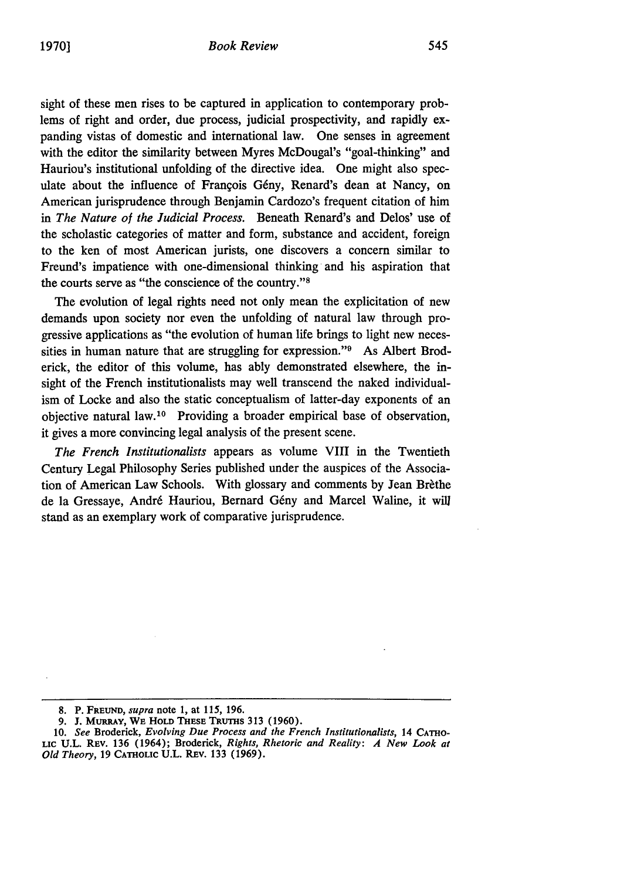sight of these men rises to be captured in application to contemporary problems of right and order, due process, judicial prospectivity, and rapidly expanding vistas of domestic and international law. One senses in agreement with the editor the similarity between Myres McDougal's "goal-thinking" and Hauriou's institutional unfolding of the directive idea. One might also speculate about the influence of François Gény, Renard's dean at Nancy, on American jurisprudence through Benjamin Cardozo's frequent citation of him in *The Nature of the Judicial Process.* Beneath Renard's and Delos' use of the scholastic categories of matter and form, substance and accident, foreign to the ken of most American jurists, one discovers a concern similar to Freund's impatience with one-dimensional thinking and his aspiration that the courts serve as "the conscience of the country."[8]

The evolution of legal rights need not only mean the explicitation of new demands upon society nor even the unfolding of natural law through progressive applications as "the evolution of human life brings to light new necessities in human nature that are struggling for expression."[9] As Albert Broderick, the editor of this volume, has ably demonstrated elsewhere, the insight of the French institutionalists may well transcend the naked individualism of Locke and also the static conceptualism of latter-day exponents of an objective natural law.[10] Providing a broader empirical base of observation, it gives a more convincing legal analysis of the present scene.

*The French Institutionalists* appears as volume VIII in the Twentieth Century Legal Philosophy Series published under the auspices of the Association of American Law Schools. With glossary and comments by Jean Brèthe de la Gressaye, André Hauriou, Bernard Gény and Marcel Waline, it will stand as an exemplary work of comparative jurisprudence.

---

8. P. FREUND, *supra* note 1, at 115, 196.

9. J. MURRAY, WE HOLD THESE TRUTHS 313 (1960).

10. *See* Broderick, *Evolving Due Process and the French Institutionalists*, 14 CATHOLIC U.L. REV. 136 (1964); Broderick, *Rights, Rhetoric and Reality: A New Look at Old Theory*, 19 CATHOLIC U.L. REV. 133 (1969).